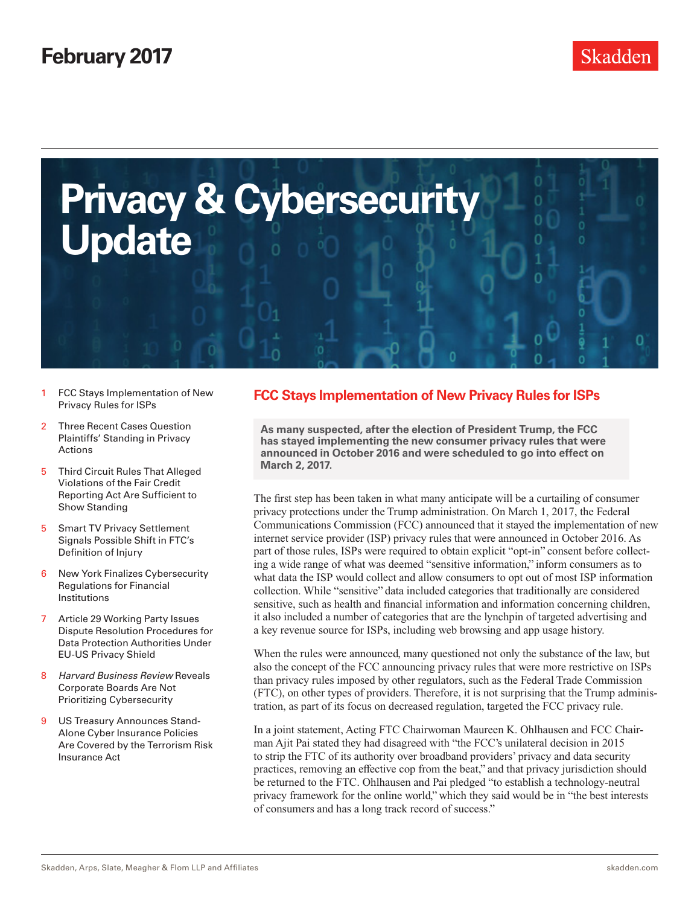February 2017

Skadden

# Privacy & Cybersecurity Update

1 FCC Stays Implementation of New Privacy Rules for ISPs

2 Three Recent Cases Question Plaintiffs' Standing in Privacy Actions

5 Third Circuit Rules That Alleged Violations of the Fair Credit Reporting Act Are Sufficient to Show Standing

5 Smart TV Privacy Settlement Signals Possible Shift in FTC's Definition of Injury

6 New York Finalizes Cybersecurity Regulations for Financial Institutions

7 Article 29 Working Party Issues Dispute Resolution Procedures for Data Protection Authorities Under EU-US Privacy Shield

8 *Harvard Business Review* Reveals Corporate Boards Are Not Prioritizing Cybersecurity

9 US Treasury Announces Stand-Alone Cyber Insurance Policies Are Covered by the Terrorism Risk Insurance Act

## FCC Stays Implementation of New Privacy Rules for ISPs

**As many suspected, after the election of President Trump, the FCC has stayed implementing the new consumer privacy rules that were announced in October 2016 and were scheduled to go into effect on March 2, 2017.**

The first step has been taken in what many anticipate will be a curtailing of consumer privacy protections under the Trump administration. On March 1, 2017, the Federal Communications Commission (FCC) announced that it stayed the implementation of new internet service provider (ISP) privacy rules that were announced in October 2016. As part of those rules, ISPs were required to obtain explicit "opt-in" consent before collecting a wide range of what was deemed "sensitive information," inform consumers as to what data the ISP would collect and allow consumers to opt out of most ISP information collection. While "sensitive" data included categories that traditionally are considered sensitive, such as health and financial information and information concerning children, it also included a number of categories that are the lynchpin of targeted advertising and a key revenue source for ISPs, including web browsing and app usage history.

When the rules were announced, many questioned not only the substance of the law, but also the concept of the FCC announcing privacy rules that were more restrictive on ISPs than privacy rules imposed by other regulators, such as the Federal Trade Commission (FTC), on other types of providers. Therefore, it is not surprising that the Trump administration, as part of its focus on decreased regulation, targeted the FCC privacy rule.

In a joint statement, Acting FTC Chairwoman Maureen K. Ohlhausen and FCC Chairman Ajit Pai stated they had disagreed with "the FCC's unilateral decision in 2015 to strip the FTC of its authority over broadband providers' privacy and data security practices, removing an effective cop from the beat," and that privacy jurisdiction should be returned to the FTC. Ohlhausen and Pai pledged "to establish a technology-neutral privacy framework for the online world," which they said would be in "the best interests of consumers and has a long track record of success."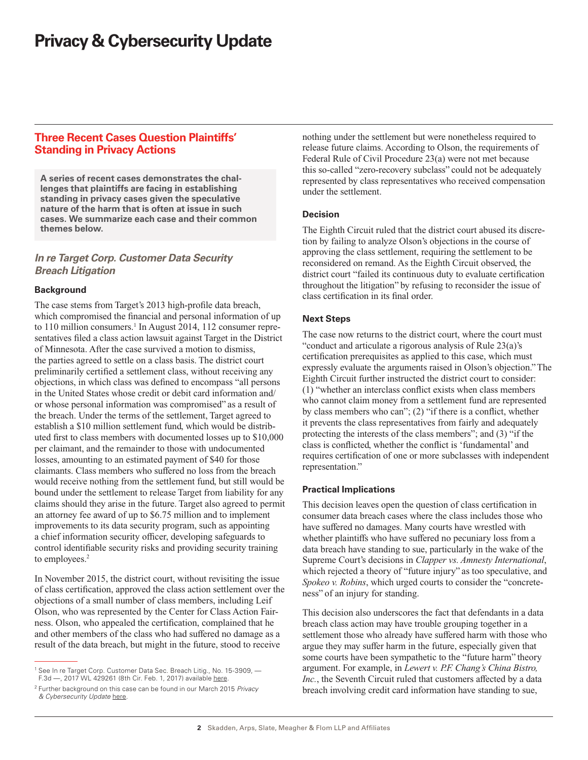# Privacy & Cybersecurity Update

## Three Recent Cases Question Plaintiffs' Standing in Privacy Actions

**A series of recent cases demonstrates the challenges that plaintiffs are facing in establishing standing in privacy cases given the speculative nature of the harm that is often at issue in such cases. We summarize each case and their common themes below.**

### *In re Target Corp. Customer Data Security Breach Litigation*

#### Background

The case stems from Target's 2013 high-profile data breach, which compromised the financial and personal information of up to 110 million consumers.[1] In August 2014, 112 consumer representatives filed a class action lawsuit against Target in the District of Minnesota. After the case survived a motion to dismiss, the parties agreed to settle on a class basis. The district court preliminarily certified a settlement class, without receiving any objections, in which class was defined to encompass "all persons in the United States whose credit or debit card information and/or whose personal information was compromised" as a result of the breach. Under the terms of the settlement, Target agreed to establish a $10 million settlement fund, which would be distributed first to class members with documented losses up to $10,000 per claimant, and the remainder to those with undocumented losses, amounting to an estimated payment of $40 for those claimants. Class members who suffered no loss from the breach would receive nothing from the settlement fund, but still would be bound under the settlement to release Target from liability for any claims should they arise in the future. Target also agreed to permit an attorney fee award of up to $6.75 million and to implement improvements to its data security program, such as appointing a chief information security officer, developing safeguards to control identifiable security risks and providing security training to employees.[2]

In November 2015, the district court, without revisiting the issue of class certification, approved the class action settlement over the objections of a small number of class members, including Leif Olson, who was represented by the Center for Class Action Fairness. Olson, who appealed the certification, complained that he and other members of the class who had suffered no damage as a result of the data breach, but might in the future, stood to receive nothing under the settlement but were nonetheless required to release future claims. According to Olson, the requirements of Federal Rule of Civil Procedure 23(a) were not met because this so-called "zero-recovery subclass" could not be adequately represented by class representatives who received compensation under the settlement.

#### Decision

The Eighth Circuit ruled that the district court abused its discretion by failing to analyze Olson's objections in the course of approving the class settlement, requiring the settlement to be reconsidered on remand. As the Eighth Circuit observed, the district court "failed its continuous duty to evaluate certification throughout the litigation" by refusing to reconsider the issue of class certification in its final order.

#### Next Steps

The case now returns to the district court, where the court must "conduct and articulate a rigorous analysis of Rule 23(a)'s certification prerequisites as applied to this case, which must expressly evaluate the arguments raised in Olson's objection." The Eighth Circuit further instructed the district court to consider: (1) "whether an interclass conflict exists when class members who cannot claim money from a settlement fund are represented by class members who can"; (2) "if there is a conflict, whether it prevents the class representatives from fairly and adequately protecting the interests of the class members"; and (3) "if the class is conflicted, whether the conflict is 'fundamental' and requires certification of one or more subclasses with independent representation."

#### Practical Implications

This decision leaves open the question of class certification in consumer data breach cases where the class includes those who have suffered no damages. Many courts have wrestled with whether plaintiffs who have suffered no pecuniary loss from a data breach have standing to sue, particularly in the wake of the Supreme Court's decisions in *Clapper vs. Amnesty International*, which rejected a theory of "future injury" as too speculative, and *Spokeo v. Robins*, which urged courts to consider the "concreteness" of an injury for standing.

This decision also underscores the fact that defendants in a data breach class action may have trouble grouping together in a settlement those who already have suffered harm with those who argue they may suffer harm in the future, especially given that some courts have been sympathetic to the "future harm" theory argument. For example, in *Lewert v. P.F. Chang's China Bistro, Inc.*, the Seventh Circuit ruled that customers affected by a data breach involving credit card information have standing to sue,

---

[1] See In re Target Corp. Customer Data Sec. Breach Litig., No. 15-3909, — F.3d —, 2017 WL 429261 (8th Cir. Feb. 1, 2017) available here.

[2] Further background on this case can be found in our March 2015 *Privacy & Cybersecurity Update* here.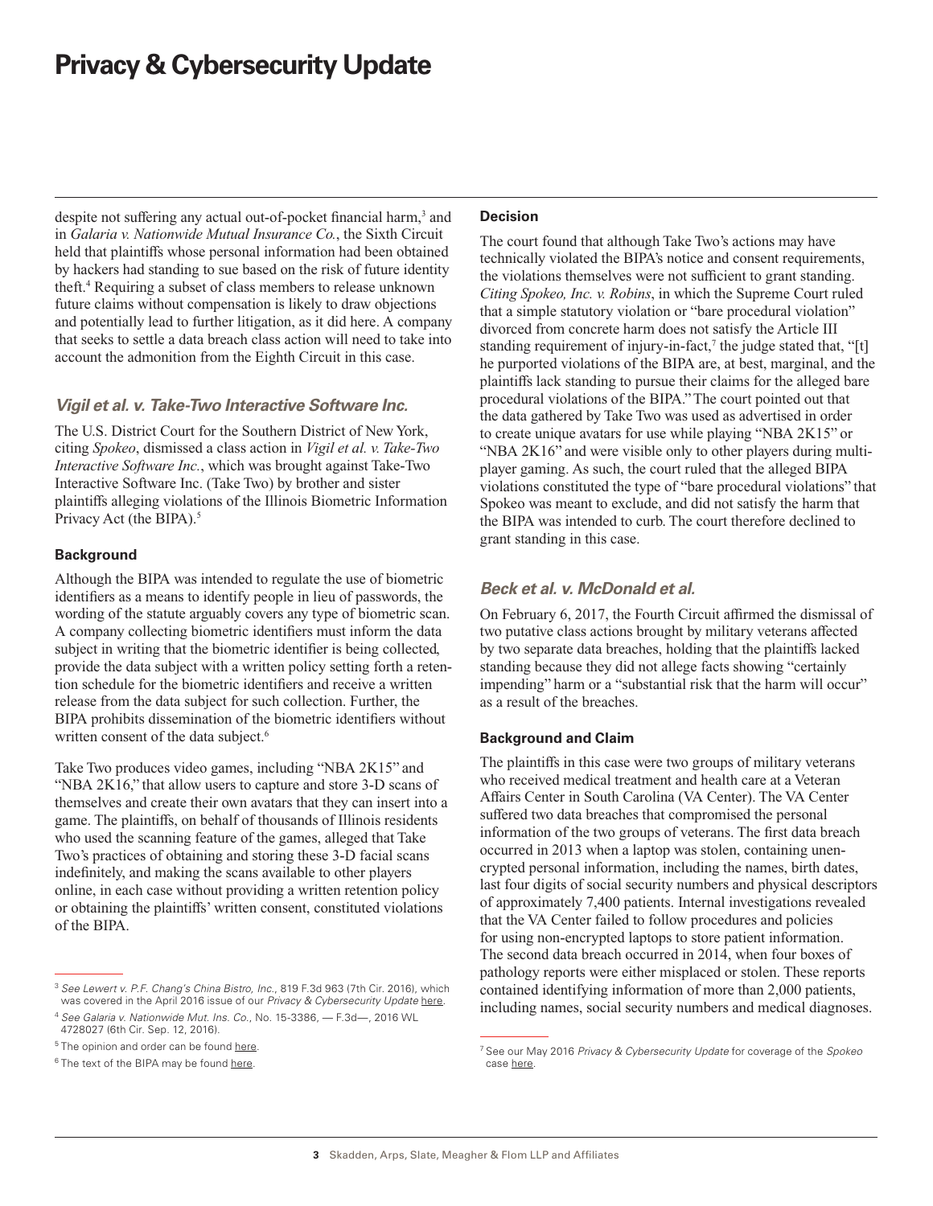despite not suffering any actual out-of-pocket financial harm,[3] and in *Galaria v. Nationwide Mutual Insurance Co.*, the Sixth Circuit held that plaintiffs whose personal information had been obtained by hackers had standing to sue based on the risk of future identity theft.[4] Requiring a subset of class members to release unknown future claims without compensation is likely to draw objections and potentially lead to further litigation, as it did here. A company that seeks to settle a data breach class action will need to take into account the admonition from the Eighth Circuit in this case.

## *Vigil et al. v. Take-Two Interactive Software Inc.*

The U.S. District Court for the Southern District of New York, citing *Spokeo*, dismissed a class action in *Vigil et al. v. Take-Two Interactive Software Inc.*, which was brought against Take-Two Interactive Software Inc. (Take Two) by brother and sister plaintiffs alleging violations of the Illinois Biometric Information Privacy Act (the BIPA).[5]

### Background

Although the BIPA was intended to regulate the use of biometric identifiers as a means to identify people in lieu of passwords, the wording of the statute arguably covers any type of biometric scan. A company collecting biometric identifiers must inform the data subject in writing that the biometric identifier is being collected, provide the data subject with a written policy setting forth a retention schedule for the biometric identifiers and receive a written release from the data subject for such collection. Further, the BIPA prohibits dissemination of the biometric identifiers without written consent of the data subject.[6]

Take Two produces video games, including "NBA 2K15" and "NBA 2K16," that allow users to capture and store 3-D scans of themselves and create their own avatars that they can insert into a game. The plaintiffs, on behalf of thousands of Illinois residents who used the scanning feature of the games, alleged that Take Two's practices of obtaining and storing these 3-D facial scans indefinitely, and making the scans available to other players online, in each case without providing a written retention policy or obtaining the plaintiffs' written consent, constituted violations of the BIPA.

### Decision

The court found that although Take Two's actions may have technically violated the BIPA's notice and consent requirements, the violations themselves were not sufficient to grant standing. *Citing Spokeo, Inc. v. Robins*, in which the Supreme Court ruled that a simple statutory violation or "bare procedural violation" divorced from concrete harm does not satisfy the Article III standing requirement of injury-in-fact,[7] the judge stated that, "[t]he purported violations of the BIPA are, at best, marginal, and the plaintiffs lack standing to pursue their claims for the alleged bare procedural violations of the BIPA." The court pointed out that the data gathered by Take Two was used as advertised in order to create unique avatars for use while playing "NBA 2K15" or "NBA 2K16" and were visible only to other players during multi-player gaming. As such, the court ruled that the alleged BIPA violations constituted the type of "bare procedural violations" that Spokeo was meant to exclude, and did not satisfy the harm that the BIPA was intended to curb. The court therefore declined to grant standing in this case.

## *Beck et al. v. McDonald et al.*

On February 6, 2017, the Fourth Circuit affirmed the dismissal of two putative class actions brought by military veterans affected by two separate data breaches, holding that the plaintiffs lacked standing because they did not allege facts showing "certainly impending" harm or a "substantial risk that the harm will occur" as a result of the breaches.

### Background and Claim

The plaintiffs in this case were two groups of military veterans who received medical treatment and health care at a Veteran Affairs Center in South Carolina (VA Center). The VA Center suffered two data breaches that compromised the personal information of the two groups of veterans. The first data breach occurred in 2013 when a laptop was stolen, containing unencrypted personal information, including the names, birth dates, last four digits of social security numbers and physical descriptors of approximately 7,400 patients. Internal investigations revealed that the VA Center failed to follow procedures and policies for using non-encrypted laptops to store patient information. The second data breach occurred in 2014, when four boxes of pathology reports were either misplaced or stolen. These reports contained identifying information of more than 2,000 patients, including names, social security numbers and medical diagnoses.

---

[3] *See Lewert v. P.F. Chang's China Bistro, Inc.*, 819 F.3d 963 (7th Cir. 2016), which was covered in the April 2016 issue of our *Privacy & Cybersecurity Update* here.

[4] *See Galaria v. Nationwide Mut. Ins. Co.*, No. 15-3386, — F.3d—, 2016 WL 4728027 (6th Cir. Sep. 12, 2016).

[5] The opinion and order can be found here.

[6] The text of the BIPA may be found here.

[7] See our May 2016 *Privacy & Cybersecurity Update* for coverage of the *Spokeo* case here.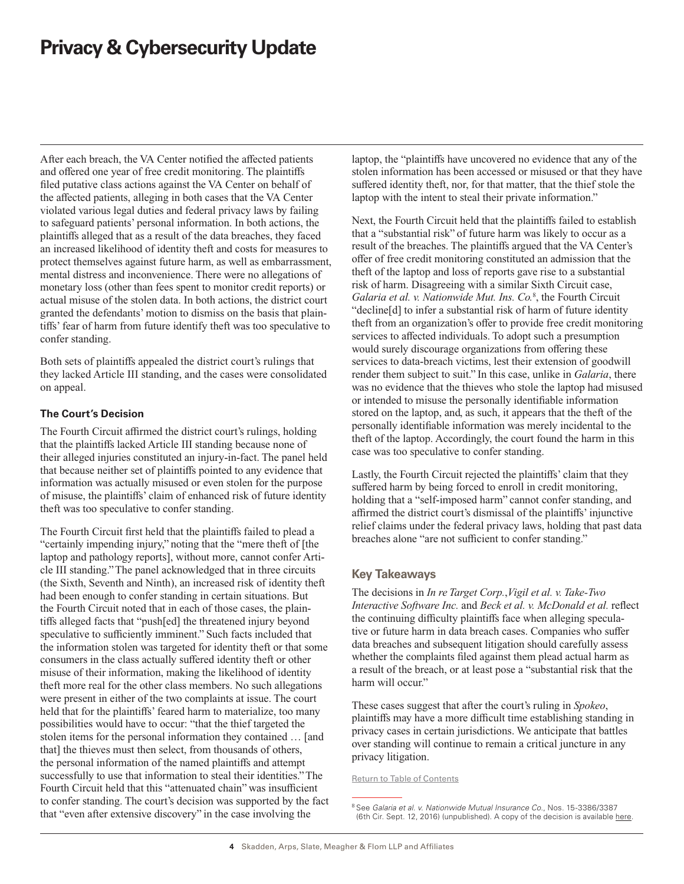After each breach, the VA Center notified the affected patients and offered one year of free credit monitoring. The plaintiffs filed putative class actions against the VA Center on behalf of the affected patients, alleging in both cases that the VA Center violated various legal duties and federal privacy laws by failing to safeguard patients' personal information. In both actions, the plaintiffs alleged that as a result of the data breaches, they faced an increased likelihood of identity theft and costs for measures to protect themselves against future harm, as well as embarrassment, mental distress and inconvenience. There were no allegations of monetary loss (other than fees spent to monitor credit reports) or actual misuse of the stolen data. In both actions, the district court granted the defendants' motion to dismiss on the basis that plaintiffs' fear of harm from future identify theft was too speculative to confer standing.

Both sets of plaintiffs appealed the district court's rulings that they lacked Article III standing, and the cases were consolidated on appeal.

### The Court's Decision

The Fourth Circuit affirmed the district court's rulings, holding that the plaintiffs lacked Article III standing because none of their alleged injuries constituted an injury-in-fact. The panel held that because neither set of plaintiffs pointed to any evidence that information was actually misused or even stolen for the purpose of misuse, the plaintiffs' claim of enhanced risk of future identity theft was too speculative to confer standing.

The Fourth Circuit first held that the plaintiffs failed to plead a "certainly impending injury," noting that the "mere theft of [the laptop and pathology reports], without more, cannot confer Article III standing." The panel acknowledged that in three circuits (the Sixth, Seventh and Ninth), an increased risk of identity theft had been enough to confer standing in certain situations. But the Fourth Circuit noted that in each of those cases, the plaintiffs alleged facts that "push[ed] the threatened injury beyond speculative to sufficiently imminent." Such facts included that the information stolen was targeted for identity theft or that some consumers in the class actually suffered identity theft or other misuse of their information, making the likelihood of identity theft more real for the other class members. No such allegations were present in either of the two complaints at issue. The court held that for the plaintiffs' feared harm to materialize, too many possibilities would have to occur: "that the thief targeted the stolen items for the personal information they contained … [and that] the thieves must then select, from thousands of others, the personal information of the named plaintiffs and attempt successfully to use that information to steal their identities." The Fourth Circuit held that this "attenuated chain" was insufficient to confer standing. The court's decision was supported by the fact that "even after extensive discovery" in the case involving the laptop, the "plaintiffs have uncovered no evidence that any of the stolen information has been accessed or misused or that they have suffered identity theft, nor, for that matter, that the thief stole the laptop with the intent to steal their private information."

Next, the Fourth Circuit held that the plaintiffs failed to establish that a "substantial risk" of future harm was likely to occur as a result of the breaches. The plaintiffs argued that the VA Center's offer of free credit monitoring constituted an admission that the theft of the laptop and loss of reports gave rise to a substantial risk of harm. Disagreeing with a similar Sixth Circuit case, *Galaria et al. v. Nationwide Mut. Ins. Co.*[8], the Fourth Circuit "decline[d] to infer a substantial risk of harm of future identity theft from an organization's offer to provide free credit monitoring services to affected individuals. To adopt such a presumption would surely discourage organizations from offering these services to data-breach victims, lest their extension of goodwill render them subject to suit." In this case, unlike in *Galaria*, there was no evidence that the thieves who stole the laptop had misused or intended to misuse the personally identifiable information stored on the laptop, and, as such, it appears that the theft of the personally identifiable information was merely incidental to the theft of the laptop. Accordingly, the court found the harm in this case was too speculative to confer standing.

Lastly, the Fourth Circuit rejected the plaintiffs' claim that they suffered harm by being forced to enroll in credit monitoring, holding that a "self-imposed harm" cannot confer standing, and affirmed the district court's dismissal of the plaintiffs' injunctive relief claims under the federal privacy laws, holding that past data breaches alone "are not sufficient to confer standing."

## Key Takeaways

The decisions in *In re Target Corp.*, *Vigil et al. v. Take-Two Interactive Software Inc.* and *Beck et al. v. McDonald et al.* reflect the continuing difficulty plaintiffs face when alleging speculative or future harm in data breach cases. Companies who suffer data breaches and subsequent litigation should carefully assess whether the complaints filed against them plead actual harm as a result of the breach, or at least pose a "substantial risk that the harm will occur."

These cases suggest that after the court's ruling in *Spokeo*, plaintiffs may have a more difficult time establishing standing in privacy cases in certain jurisdictions. We anticipate that battles over standing will continue to remain a critical juncture in any privacy litigation.

Return to Table of Contents

---

[8] See *Galaria et al. v. Nationwide Mutual Insurance Co.*, Nos. 15-3386/3387 (6th Cir. Sept. 12, 2016) (unpublished). A copy of the decision is available here.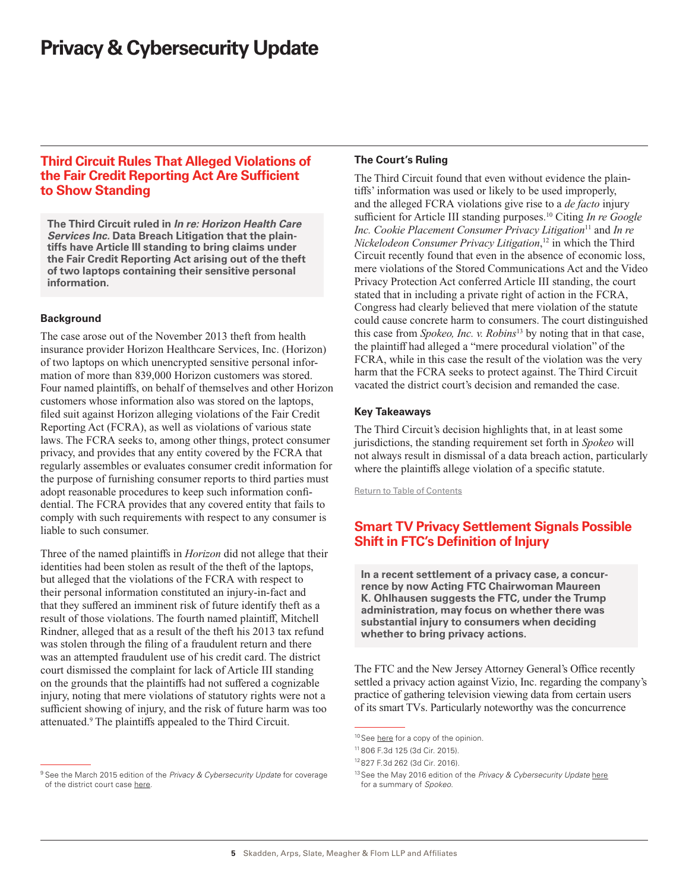## Third Circuit Rules That Alleged Violations of the Fair Credit Reporting Act Are Sufficient to Show Standing

**The Third Circuit ruled in *In re: Horizon Health Care Services Inc.* Data Breach Litigation that the plaintiffs have Article III standing to bring claims under the Fair Credit Reporting Act arising out of the theft of two laptops containing their sensitive personal information.**

### Background

The case arose out of the November 2013 theft from health insurance provider Horizon Healthcare Services, Inc. (Horizon) of two laptops on which unencrypted sensitive personal information of more than 839,000 Horizon customers was stored. Four named plaintiffs, on behalf of themselves and other Horizon customers whose information also was stored on the laptops, filed suit against Horizon alleging violations of the Fair Credit Reporting Act (FCRA), as well as violations of various state laws. The FCRA seeks to, among other things, protect consumer privacy, and provides that any entity covered by the FCRA that regularly assembles or evaluates consumer credit information for the purpose of furnishing consumer reports to third parties must adopt reasonable procedures to keep such information confidential. The FCRA provides that any covered entity that fails to comply with such requirements with respect to any consumer is liable to such consumer.

Three of the named plaintiffs in *Horizon* did not allege that their identities had been stolen as result of the theft of the laptops, but alleged that the violations of the FCRA with respect to their personal information constituted an injury-in-fact and that they suffered an imminent risk of future identify theft as a result of those violations. The fourth named plaintiff, Mitchell Rindner, alleged that as a result of the theft his 2013 tax refund was stolen through the filing of a fraudulent return and there was an attempted fraudulent use of his credit card. The district court dismissed the complaint for lack of Article III standing on the grounds that the plaintiffs had not suffered a cognizable injury, noting that mere violations of statutory rights were not a sufficient showing of injury, and the risk of future harm was too attenuated.[9] The plaintiffs appealed to the Third Circuit.

### The Court's Ruling

The Third Circuit found that even without evidence the plaintiffs' information was used or likely to be used improperly, and the alleged FCRA violations give rise to a *de facto* injury sufficient for Article III standing purposes.[10] Citing *In re Google Inc. Cookie Placement Consumer Privacy Litigation*[11] and *In re Nickelodeon Consumer Privacy Litigation*,[12] in which the Third Circuit recently found that even in the absence of economic loss, mere violations of the Stored Communications Act and the Video Privacy Protection Act conferred Article III standing, the court stated that in including a private right of action in the FCRA, Congress had clearly believed that mere violation of the statute could cause concrete harm to consumers. The court distinguished this case from *Spokeo, Inc. v. Robins*[13] by noting that in that case, the plaintiff had alleged a "mere procedural violation" of the FCRA, while in this case the result of the violation was the very harm that the FCRA seeks to protect against. The Third Circuit vacated the district court's decision and remanded the case.

### Key Takeaways

The Third Circuit's decision highlights that, in at least some jurisdictions, the standing requirement set forth in *Spokeo* will not always result in dismissal of a data breach action, particularly where the plaintiffs allege violation of a specific statute.

Return to Table of Contents

## Smart TV Privacy Settlement Signals Possible Shift in FTC's Definition of Injury

**In a recent settlement of a privacy case, a concurrence by now Acting FTC Chairwoman Maureen K. Ohlhausen suggests the FTC, under the Trump administration, may focus on whether there was substantial injury to consumers when deciding whether to bring privacy actions.**

The FTC and the New Jersey Attorney General's Office recently settled a privacy action against Vizio, Inc. regarding the company's practice of gathering television viewing data from certain users of its smart TVs. Particularly noteworthy was the concurrence

---

[9] See the March 2015 edition of the *Privacy & Cybersecurity Update* for coverage of the district court case here.

[10] See here for a copy of the opinion.

[11] 806 F.3d 125 (3d Cir. 2015).

[12] 827 F.3d 262 (3d Cir. 2016).

[13] See the May 2016 edition of the *Privacy & Cybersecurity Update* here for a summary of *Spokeo*.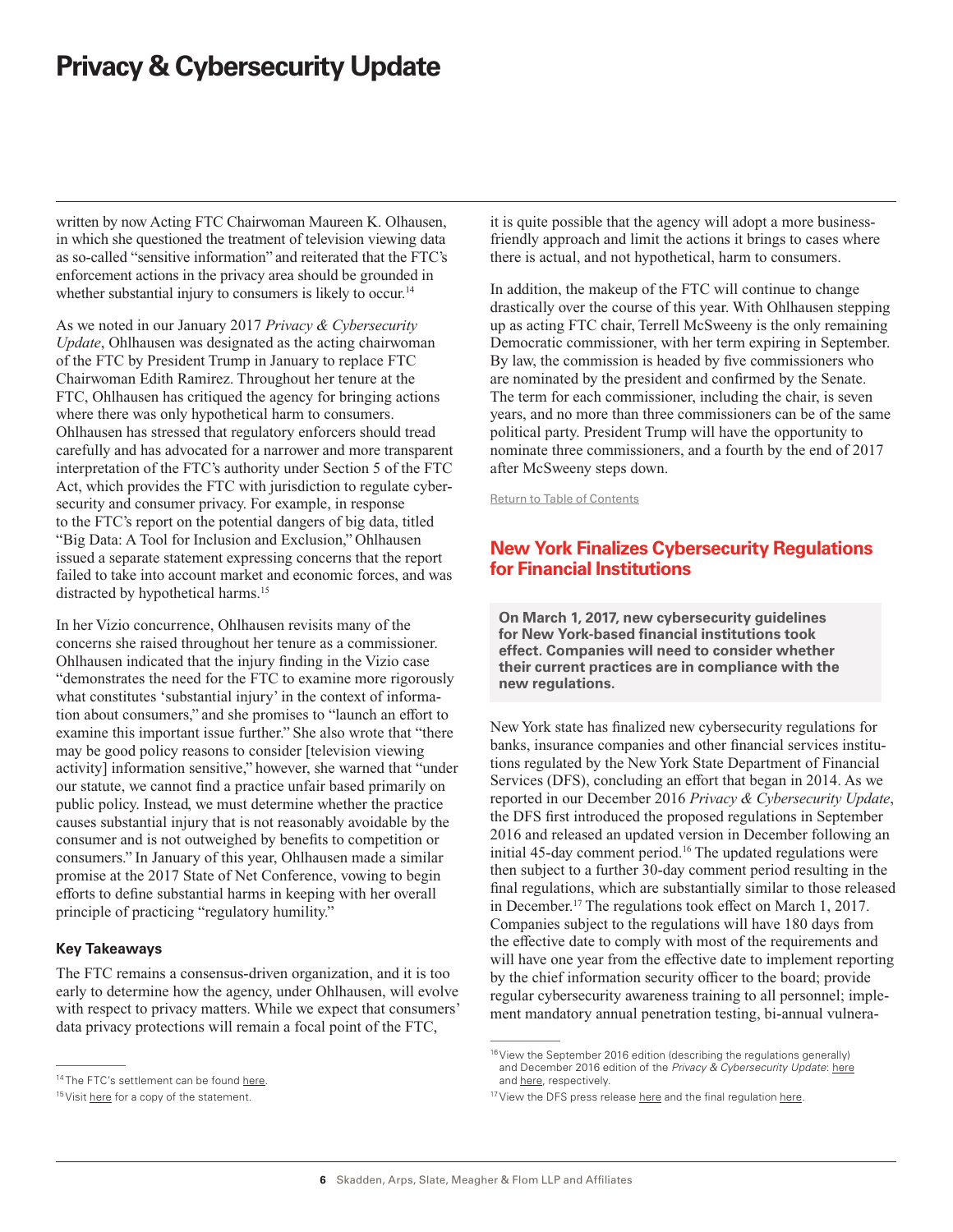written by now Acting FTC Chairwoman Maureen K. Olhausen, in which she questioned the treatment of television viewing data as so-called "sensitive information" and reiterated that the FTC's enforcement actions in the privacy area should be grounded in whether substantial injury to consumers is likely to occur.[14]

As we noted in our January 2017 *Privacy & Cybersecurity Update*, Ohlhausen was designated as the acting chairwoman of the FTC by President Trump in January to replace FTC Chairwoman Edith Ramirez. Throughout her tenure at the FTC, Ohlhausen has critiqued the agency for bringing actions where there was only hypothetical harm to consumers. Ohlhausen has stressed that regulatory enforcers should tread carefully and has advocated for a narrower and more transparent interpretation of the FTC's authority under Section 5 of the FTC Act, which provides the FTC with jurisdiction to regulate cybersecurity and consumer privacy. For example, in response to the FTC's report on the potential dangers of big data, titled "Big Data: A Tool for Inclusion and Exclusion," Ohlhausen issued a separate statement expressing concerns that the report failed to take into account market and economic forces, and was distracted by hypothetical harms.[15]

In her Vizio concurrence, Ohlhausen revisits many of the concerns she raised throughout her tenure as a commissioner. Ohlhausen indicated that the injury finding in the Vizio case "demonstrates the need for the FTC to examine more rigorously what constitutes 'substantial injury' in the context of information about consumers," and she promises to "launch an effort to examine this important issue further." She also wrote that "there may be good policy reasons to consider [television viewing activity] information sensitive," however, she warned that "under our statute, we cannot find a practice unfair based primarily on public policy. Instead, we must determine whether the practice causes substantial injury that is not reasonably avoidable by the consumer and is not outweighed by benefits to competition or consumers." In January of this year, Ohlhausen made a similar promise at the 2017 State of Net Conference, vowing to begin efforts to define substantial harms in keeping with her overall principle of practicing "regulatory humility."

### Key Takeaways

The FTC remains a consensus-driven organization, and it is too early to determine how the agency, under Ohlhausen, will evolve with respect to privacy matters. While we expect that consumers' data privacy protections will remain a focal point of the FTC, it is quite possible that the agency will adopt a more business-friendly approach and limit the actions it brings to cases where there is actual, and not hypothetical, harm to consumers.

In addition, the makeup of the FTC will continue to change drastically over the course of this year. With Ohlhausen stepping up as acting FTC chair, Terrell McSweeny is the only remaining Democratic commissioner, with her term expiring in September. By law, the commission is headed by five commissioners who are nominated by the president and confirmed by the Senate. The term for each commissioner, including the chair, is seven years, and no more than three commissioners can be of the same political party. President Trump will have the opportunity to nominate three commissioners, and a fourth by the end of 2017 after McSweeny steps down.

Return to Table of Contents

## New York Finalizes Cybersecurity Regulations for Financial Institutions

**On March 1, 2017, new cybersecurity guidelines for New York-based financial institutions took effect. Companies will need to consider whether their current practices are in compliance with the new regulations.**

New York state has finalized new cybersecurity regulations for banks, insurance companies and other financial services institutions regulated by the New York State Department of Financial Services (DFS), concluding an effort that began in 2014. As we reported in our December 2016 *Privacy & Cybersecurity Update*, the DFS first introduced the proposed regulations in September 2016 and released an updated version in December following an initial 45-day comment period.[16] The updated regulations were then subject to a further 30-day comment period resulting in the final regulations, which are substantially similar to those released in December.[17] The regulations took effect on March 1, 2017. Companies subject to the regulations will have 180 days from the effective date to comply with most of the requirements and will have one year from the effective date to implement reporting by the chief information security officer to the board; provide regular cybersecurity awareness training to all personnel; implement mandatory annual penetration testing, bi-annual vulnera-

---

[14] The FTC's settlement can be found here.

[15] Visit here for a copy of the statement.

[16] View the September 2016 edition (describing the regulations generally) and December 2016 edition of the *Privacy & Cybersecurity Update*: here and here, respectively.

[17] View the DFS press release here and the final regulation here.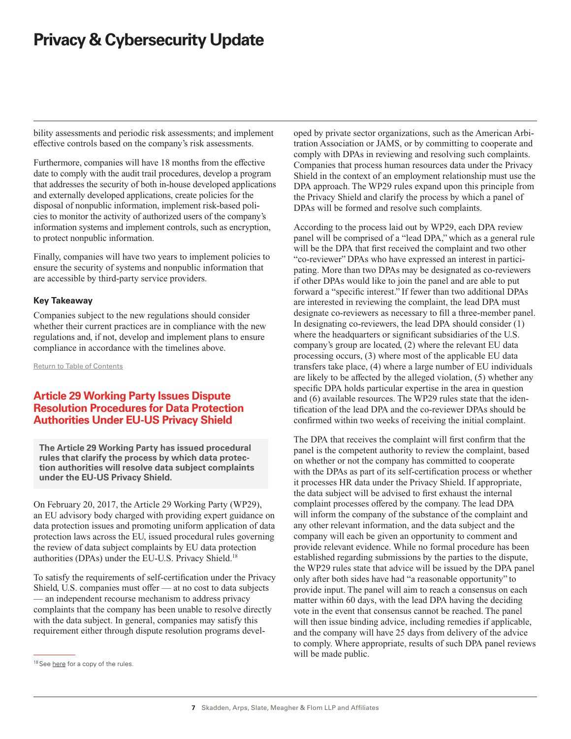bility assessments and periodic risk assessments; and implement effective controls based on the company's risk assessments.

Furthermore, companies will have 18 months from the effective date to comply with the audit trail procedures, develop a program that addresses the security of both in-house developed applications and externally developed applications, create policies for the disposal of nonpublic information, implement risk-based policies to monitor the activity of authorized users of the company's information systems and implement controls, such as encryption, to protect nonpublic information.

Finally, companies will have two years to implement policies to ensure the security of systems and nonpublic information that are accessible by third-party service providers.

#### Key Takeaway

Companies subject to the new regulations should consider whether their current practices are in compliance with the new regulations and, if not, develop and implement plans to ensure compliance in accordance with the timelines above.

Return to Table of Contents

## Article 29 Working Party Issues Dispute Resolution Procedures for Data Protection Authorities Under EU-US Privacy Shield

**The Article 29 Working Party has issued procedural rules that clarify the process by which data protection authorities will resolve data subject complaints under the EU-US Privacy Shield.**

On February 20, 2017, the Article 29 Working Party (WP29), an EU advisory body charged with providing expert guidance on data protection issues and promoting uniform application of data protection laws across the EU, issued procedural rules governing the review of data subject complaints by EU data protection authorities (DPAs) under the EU-U.S. Privacy Shield.[18]

To satisfy the requirements of self-certification under the Privacy Shield, U.S. companies must offer — at no cost to data subjects — an independent recourse mechanism to address privacy complaints that the company has been unable to resolve directly with the data subject. In general, companies may satisfy this requirement either through dispute resolution programs developed by private sector organizations, such as the American Arbitration Association or JAMS, or by committing to cooperate and comply with DPAs in reviewing and resolving such complaints. Companies that process human resources data under the Privacy Shield in the context of an employment relationship must use the DPA approach. The WP29 rules expand upon this principle from the Privacy Shield and clarify the process by which a panel of DPAs will be formed and resolve such complaints.

According to the process laid out by WP29, each DPA review panel will be comprised of a "lead DPA," which as a general rule will be the DPA that first received the complaint and two other "co-reviewer" DPAs who have expressed an interest in participating. More than two DPAs may be designated as co-reviewers if other DPAs would like to join the panel and are able to put forward a "specific interest." If fewer than two additional DPAs are interested in reviewing the complaint, the lead DPA must designate co-reviewers as necessary to fill a three-member panel. In designating co-reviewers, the lead DPA should consider (1) where the headquarters or significant subsidiaries of the U.S. company's group are located, (2) where the relevant EU data processing occurs, (3) where most of the applicable EU data transfers take place, (4) where a large number of EU individuals are likely to be affected by the alleged violation, (5) whether any specific DPA holds particular expertise in the area in question and (6) available resources. The WP29 rules state that the identification of the lead DPA and the co-reviewer DPAs should be confirmed within two weeks of receiving the initial complaint.

The DPA that receives the complaint will first confirm that the panel is the competent authority to review the complaint, based on whether or not the company has committed to cooperate with the DPAs as part of its self-certification process or whether it processes HR data under the Privacy Shield. If appropriate, the data subject will be advised to first exhaust the internal complaint processes offered by the company. The lead DPA will inform the company of the substance of the complaint and any other relevant information, and the data subject and the company will each be given an opportunity to comment and provide relevant evidence. While no formal procedure has been established regarding submissions by the parties to the dispute, the WP29 rules state that advice will be issued by the DPA panel only after both sides have had "a reasonable opportunity" to provide input. The panel will aim to reach a consensus on each matter within 60 days, with the lead DPA having the deciding vote in the event that consensus cannot be reached. The panel will then issue binding advice, including remedies if applicable, and the company will have 25 days from delivery of the advice to comply. Where appropriate, results of such DPA panel reviews will be made public.

---

[18] See here for a copy of the rules.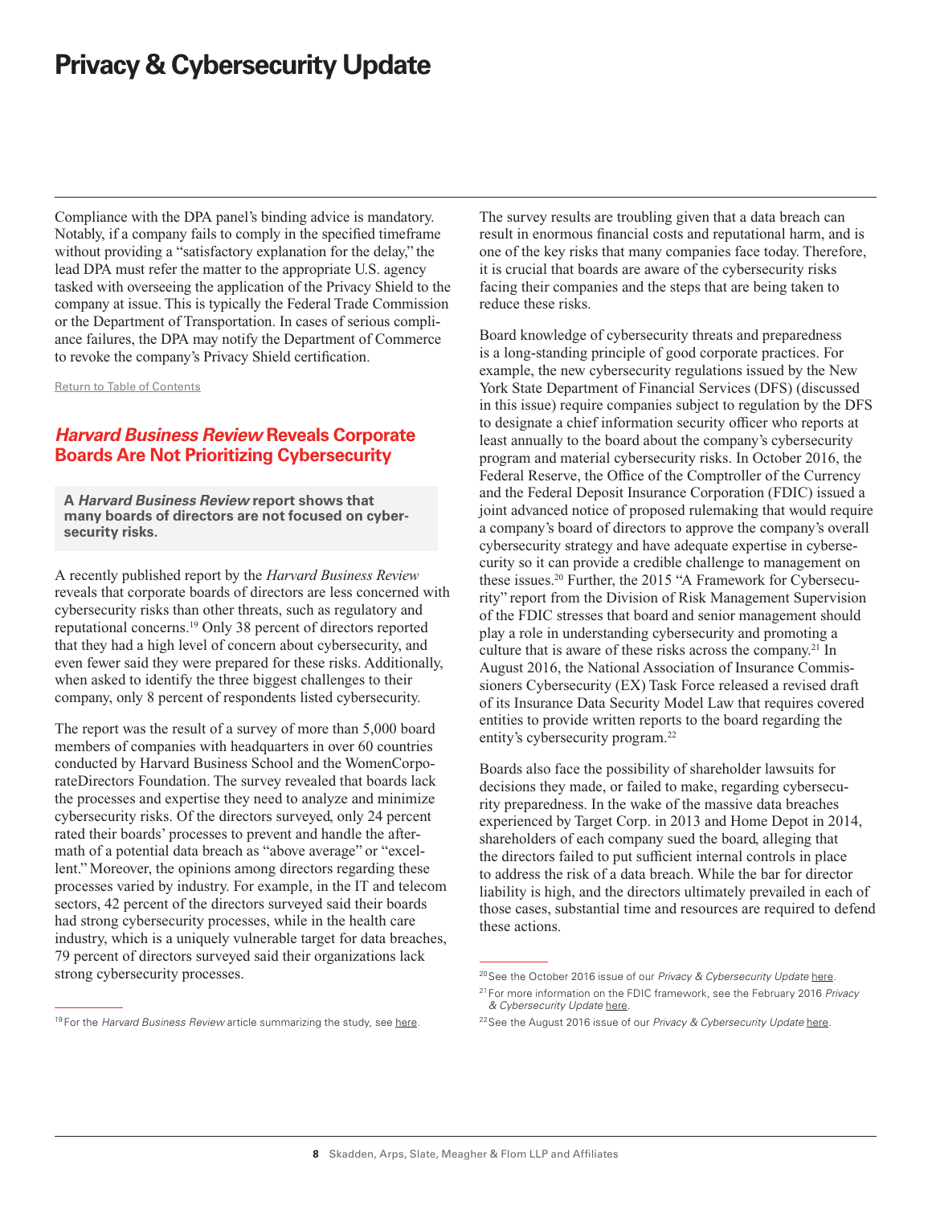Compliance with the DPA panel's binding advice is mandatory. Notably, if a company fails to comply in the specified timeframe without providing a "satisfactory explanation for the delay," the lead DPA must refer the matter to the appropriate U.S. agency tasked with overseeing the application of the Privacy Shield to the company at issue. This is typically the Federal Trade Commission or the Department of Transportation. In cases of serious compliance failures, the DPA may notify the Department of Commerce to revoke the company's Privacy Shield certification.

Return to Table of Contents

## *Harvard Business Review* Reveals Corporate Boards Are Not Prioritizing Cybersecurity

**A *Harvard Business Review* report shows that many boards of directors are not focused on cybersecurity risks.**

A recently published report by the *Harvard Business Review* reveals that corporate boards of directors are less concerned with cybersecurity risks than other threats, such as regulatory and reputational concerns.[19] Only 38 percent of directors reported that they had a high level of concern about cybersecurity, and even fewer said they were prepared for these risks. Additionally, when asked to identify the three biggest challenges to their company, only 8 percent of respondents listed cybersecurity.

The report was the result of a survey of more than 5,000 board members of companies with headquarters in over 60 countries conducted by Harvard Business School and the WomenCorporateDirectors Foundation. The survey revealed that boards lack the processes and expertise they need to analyze and minimize cybersecurity risks. Of the directors surveyed, only 24 percent rated their boards' processes to prevent and handle the aftermath of a potential data breach as "above average" or "excellent." Moreover, the opinions among directors regarding these processes varied by industry. For example, in the IT and telecom sectors, 42 percent of the directors surveyed said their boards had strong cybersecurity processes, while in the health care industry, which is a uniquely vulnerable target for data breaches, 79 percent of directors surveyed said their organizations lack strong cybersecurity processes.

The survey results are troubling given that a data breach can result in enormous financial costs and reputational harm, and is one of the key risks that many companies face today. Therefore, it is crucial that boards are aware of the cybersecurity risks facing their companies and the steps that are being taken to reduce these risks.

Board knowledge of cybersecurity threats and preparedness is a long-standing principle of good corporate practices. For example, the new cybersecurity regulations issued by the New York State Department of Financial Services (DFS) (discussed in this issue) require companies subject to regulation by the DFS to designate a chief information security officer who reports at least annually to the board about the company's cybersecurity program and material cybersecurity risks. In October 2016, the Federal Reserve, the Office of the Comptroller of the Currency and the Federal Deposit Insurance Corporation (FDIC) issued a joint advanced notice of proposed rulemaking that would require a company's board of directors to approve the company's overall cybersecurity strategy and have adequate expertise in cybersecurity so it can provide a credible challenge to management on these issues.[20] Further, the 2015 "A Framework for Cybersecurity" report from the Division of Risk Management Supervision of the FDIC stresses that board and senior management should play a role in understanding cybersecurity and promoting a culture that is aware of these risks across the company.[21] In August 2016, the National Association of Insurance Commissioners Cybersecurity (EX) Task Force released a revised draft of its Insurance Data Security Model Law that requires covered entities to provide written reports to the board regarding the entity's cybersecurity program.[22]

Boards also face the possibility of shareholder lawsuits for decisions they made, or failed to make, regarding cybersecurity preparedness. In the wake of the massive data breaches experienced by Target Corp. in 2013 and Home Depot in 2014, shareholders of each company sued the board, alleging that the directors failed to put sufficient internal controls in place to address the risk of a data breach. While the bar for director liability is high, and the directors ultimately prevailed in each of those cases, substantial time and resources are required to defend these actions.

---

[19] For the *Harvard Business Review* article summarizing the study, see here.

[20] See the October 2016 issue of our *Privacy & Cybersecurity Update* here.

[21] For more information on the FDIC framework, see the February 2016 *Privacy & Cybersecurity Update* here.

[22] See the August 2016 issue of our *Privacy & Cybersecurity Update* here.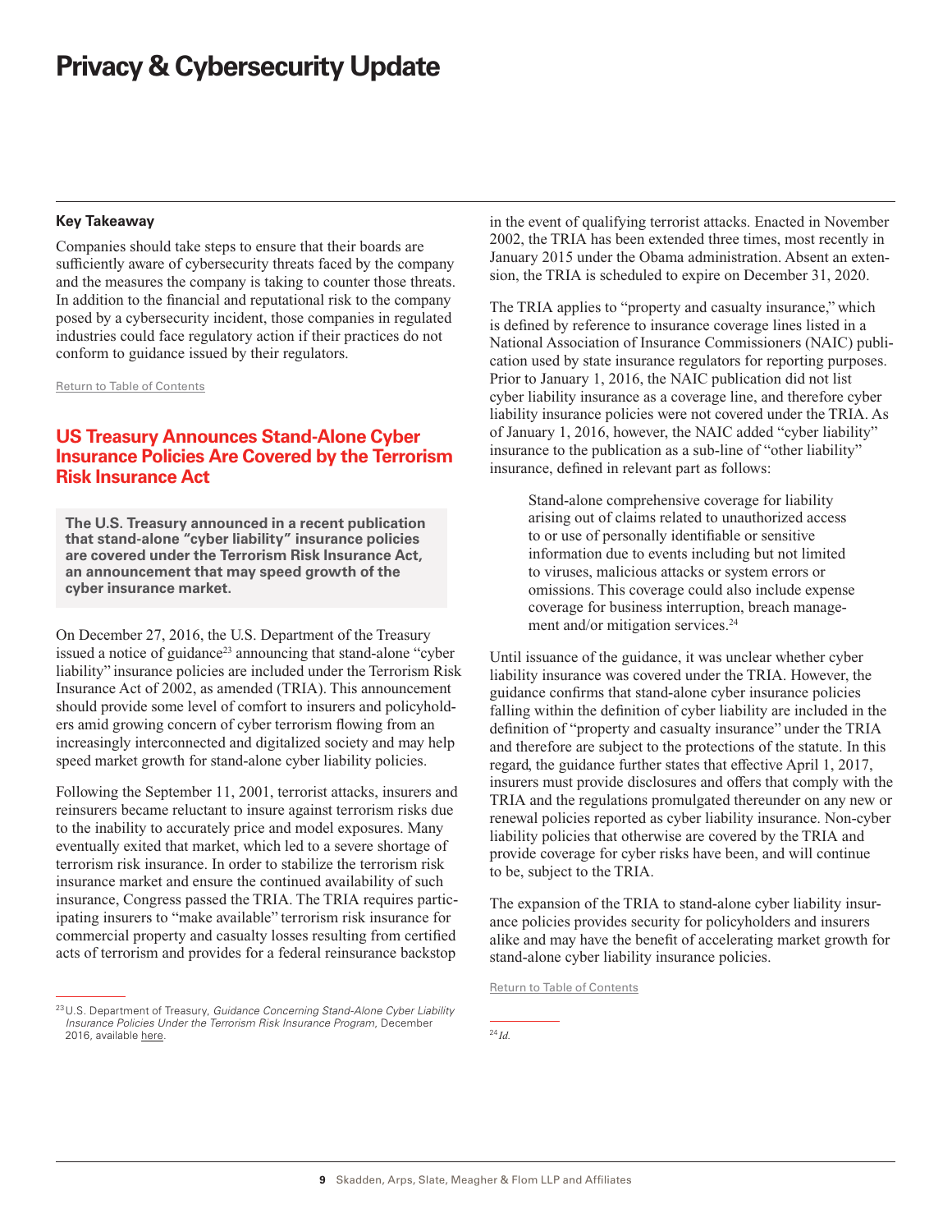### Key Takeaway

Companies should take steps to ensure that their boards are sufficiently aware of cybersecurity threats faced by the company and the measures the company is taking to counter those threats. In addition to the financial and reputational risk to the company posed by a cybersecurity incident, those companies in regulated industries could face regulatory action if their practices do not conform to guidance issued by their regulators.

Return to Table of Contents

## US Treasury Announces Stand-Alone Cyber Insurance Policies Are Covered by the Terrorism Risk Insurance Act

**The U.S. Treasury announced in a recent publication that stand-alone "cyber liability" insurance policies are covered under the Terrorism Risk Insurance Act, an announcement that may speed growth of the cyber insurance market.**

On December 27, 2016, the U.S. Department of the Treasury issued a notice of guidance[23] announcing that stand-alone "cyber liability" insurance policies are included under the Terrorism Risk Insurance Act of 2002, as amended (TRIA). This announcement should provide some level of comfort to insurers and policyholders amid growing concern of cyber terrorism flowing from an increasingly interconnected and digitalized society and may help speed market growth for stand-alone cyber liability policies.

Following the September 11, 2001, terrorist attacks, insurers and reinsurers became reluctant to insure against terrorism risks due to the inability to accurately price and model exposures. Many eventually exited that market, which led to a severe shortage of terrorism risk insurance. In order to stabilize the terrorism risk insurance market and ensure the continued availability of such insurance, Congress passed the TRIA. The TRIA requires participating insurers to "make available" terrorism risk insurance for commercial property and casualty losses resulting from certified acts of terrorism and provides for a federal reinsurance backstop in the event of qualifying terrorist attacks. Enacted in November 2002, the TRIA has been extended three times, most recently in January 2015 under the Obama administration. Absent an extension, the TRIA is scheduled to expire on December 31, 2020.

The TRIA applies to "property and casualty insurance," which is defined by reference to insurance coverage lines listed in a National Association of Insurance Commissioners (NAIC) publication used by state insurance regulators for reporting purposes. Prior to January 1, 2016, the NAIC publication did not list cyber liability insurance as a coverage line, and therefore cyber liability insurance policies were not covered under the TRIA. As of January 1, 2016, however, the NAIC added "cyber liability" insurance to the publication as a sub-line of "other liability" insurance, defined in relevant part as follows:

> Stand-alone comprehensive coverage for liability arising out of claims related to unauthorized access to or use of personally identifiable or sensitive information due to events including but not limited to viruses, malicious attacks or system errors or omissions. This coverage could also include expense coverage for business interruption, breach management and/or mitigation services.[24]

Until issuance of the guidance, it was unclear whether cyber liability insurance was covered under the TRIA. However, the guidance confirms that stand-alone cyber insurance policies falling within the definition of cyber liability are included in the definition of "property and casualty insurance" under the TRIA and therefore are subject to the protections of the statute. In this regard, the guidance further states that effective April 1, 2017, insurers must provide disclosures and offers that comply with the TRIA and the regulations promulgated thereunder on any new or renewal policies reported as cyber liability insurance. Non-cyber liability policies that otherwise are covered by the TRIA and provide coverage for cyber risks have been, and will continue to be, subject to the TRIA.

The expansion of the TRIA to stand-alone cyber liability insurance policies provides security for policyholders and insurers alike and may have the benefit of accelerating market growth for stand-alone cyber liability insurance policies.

Return to Table of Contents

---

[23] U.S. Department of Treasury, *Guidance Concerning Stand-Alone Cyber Liability Insurance Policies Under the Terrorism Risk Insurance Program*, December 2016, available here.

[24] *Id.*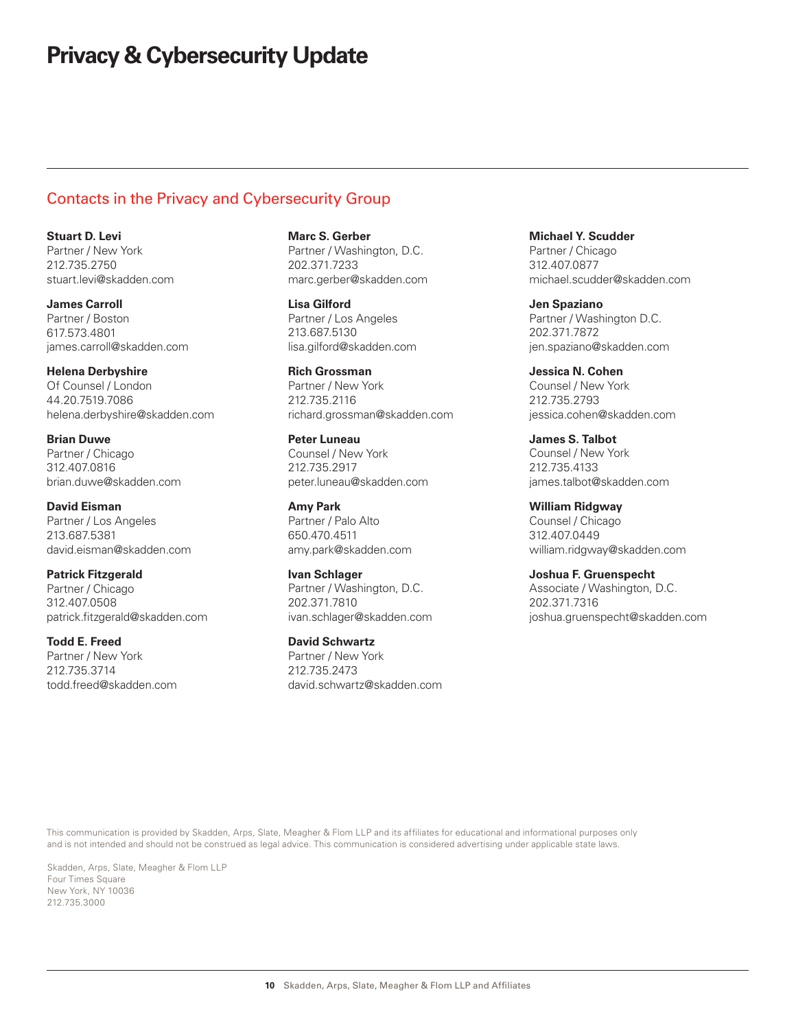# Privacy & Cybersecurity Update

## Contacts in the Privacy and Cybersecurity Group

**Stuart D. Levi**
Partner / New York
212.735.2750
stuart.levi@skadden.com

**James Carroll**
Partner / Boston
617.573.4801
james.carroll@skadden.com

**Helena Derbyshire**
Of Counsel / London
44.20.7519.7086
helena.derbyshire@skadden.com

**Brian Duwe**
Partner / Chicago
312.407.0816
brian.duwe@skadden.com

**David Eisman**
Partner / Los Angeles
213.687.5381
david.eisman@skadden.com

**Patrick Fitzgerald**
Partner / Chicago
312.407.0508
patrick.fitzgerald@skadden.com

**Todd E. Freed**
Partner / New York
212.735.3714
todd.freed@skadden.com

**Marc S. Gerber**
Partner / Washington, D.C.
202.371.7233
marc.gerber@skadden.com

**Lisa Gilford**
Partner / Los Angeles
213.687.5130
lisa.gilford@skadden.com

**Rich Grossman**
Partner / New York
212.735.2116
richard.grossman@skadden.com

**Peter Luneau**
Counsel / New York
212.735.2917
peter.luneau@skadden.com

**Amy Park**
Partner / Palo Alto
650.470.4511
amy.park@skadden.com

**Ivan Schlager**
Partner / Washington, D.C.
202.371.7810
ivan.schlager@skadden.com

**David Schwartz**
Partner / New York
212.735.2473
david.schwartz@skadden.com

**Michael Y. Scudder**
Partner / Chicago
312.407.0877
michael.scudder@skadden.com

**Jen Spaziano**
Partner / Washington D.C.
202.371.7872
jen.spaziano@skadden.com

**Jessica N. Cohen**
Counsel / New York
212.735.2793
jessica.cohen@skadden.com

**James S. Talbot**
Counsel / New York
212.735.4133
james.talbot@skadden.com

**William Ridgway**
Counsel / Chicago
312.407.0449
william.ridgway@skadden.com

**Joshua F. Gruenspecht**
Associate / Washington, D.C.
202.371.7316
joshua.gruenspecht@skadden.com

This communication is provided by Skadden, Arps, Slate, Meagher & Flom LLP and its affiliates for educational and informational purposes only and is not intended and should not be construed as legal advice. This communication is considered advertising under applicable state laws.

Skadden, Arps, Slate, Meagher & Flom LLP
Four Times Square
New York, NY 10036
212.735.3000